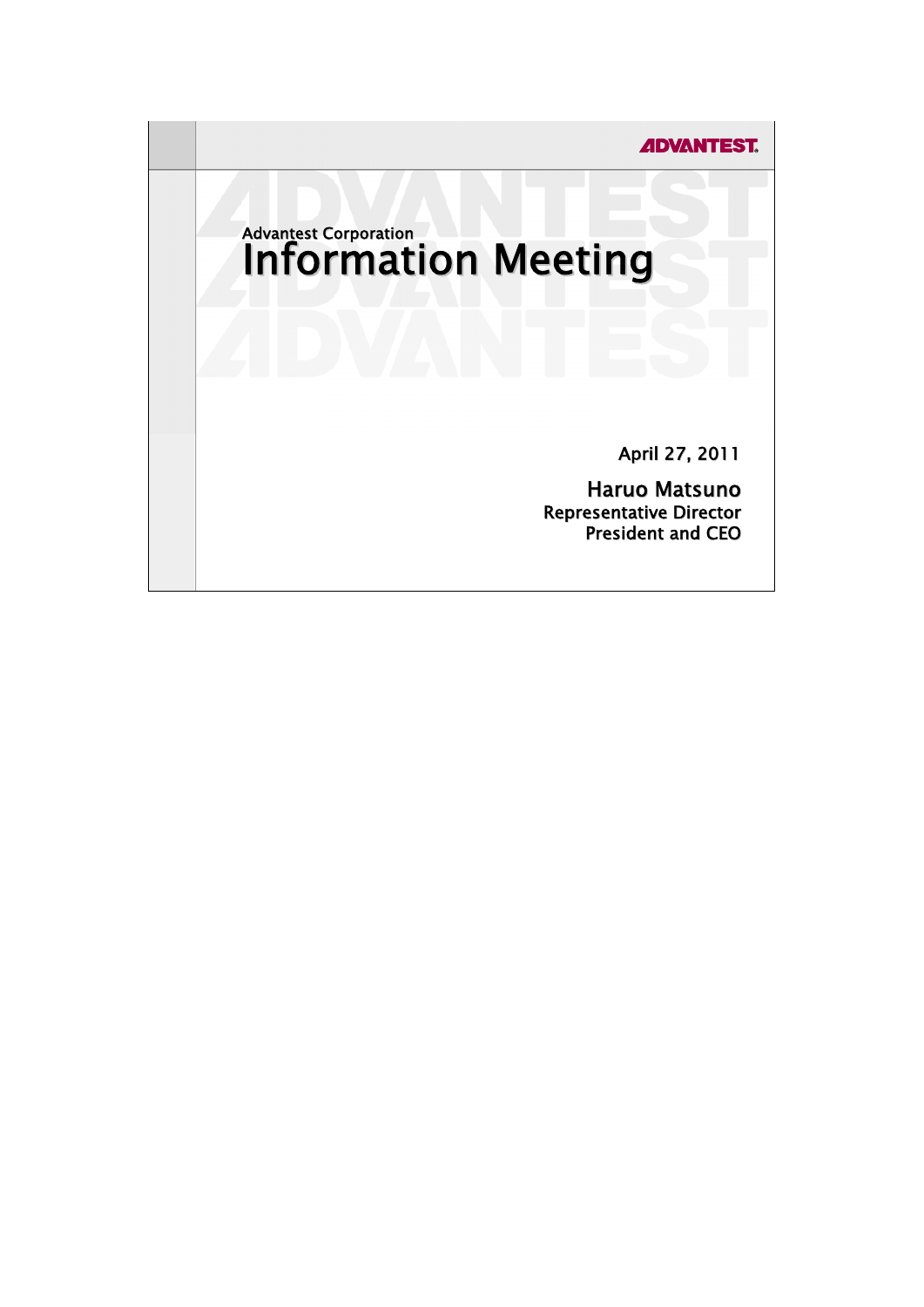ADVANTEST

Advantest Corporation

# Information Meeting

April 27, 2011

**Haruo Matsuno**
Representative Director
President and CEO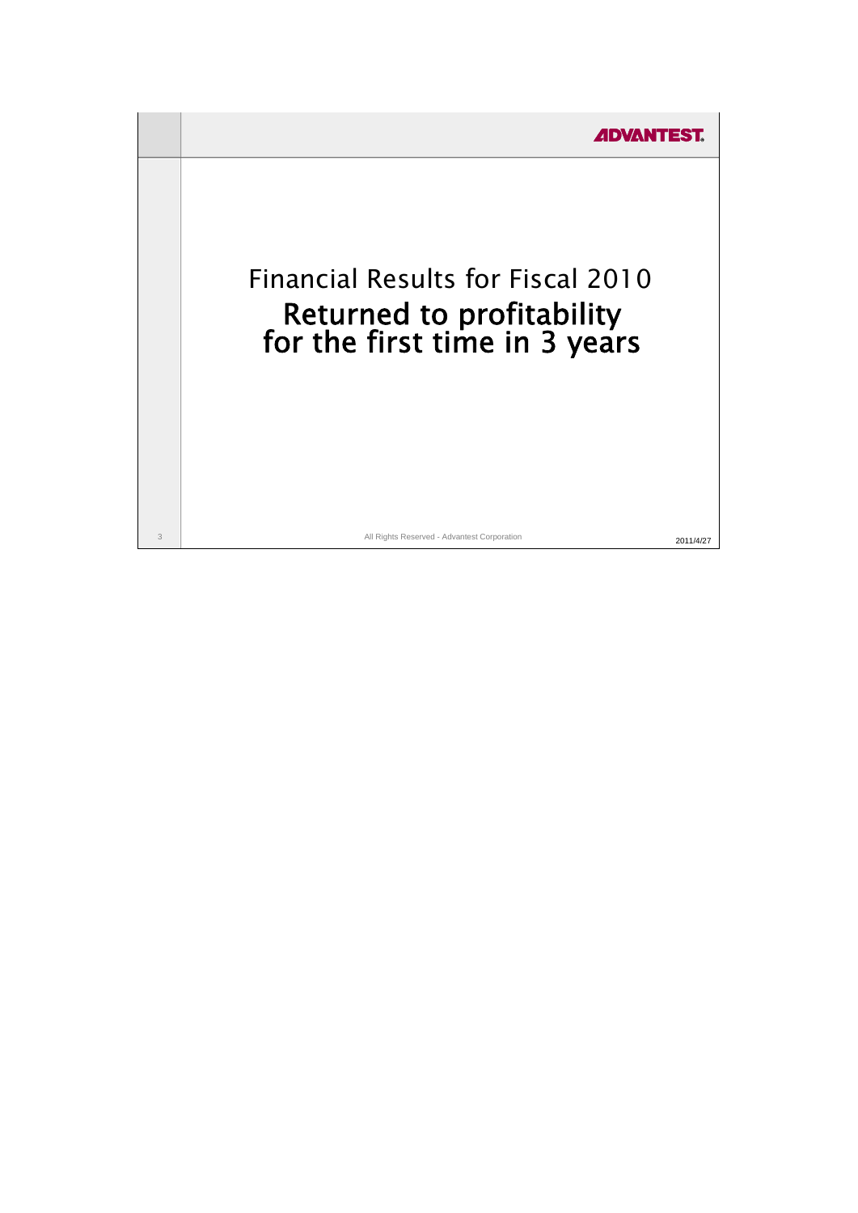# Financial Results for Fiscal 2010

## Returned to profitability for the first time in 3 years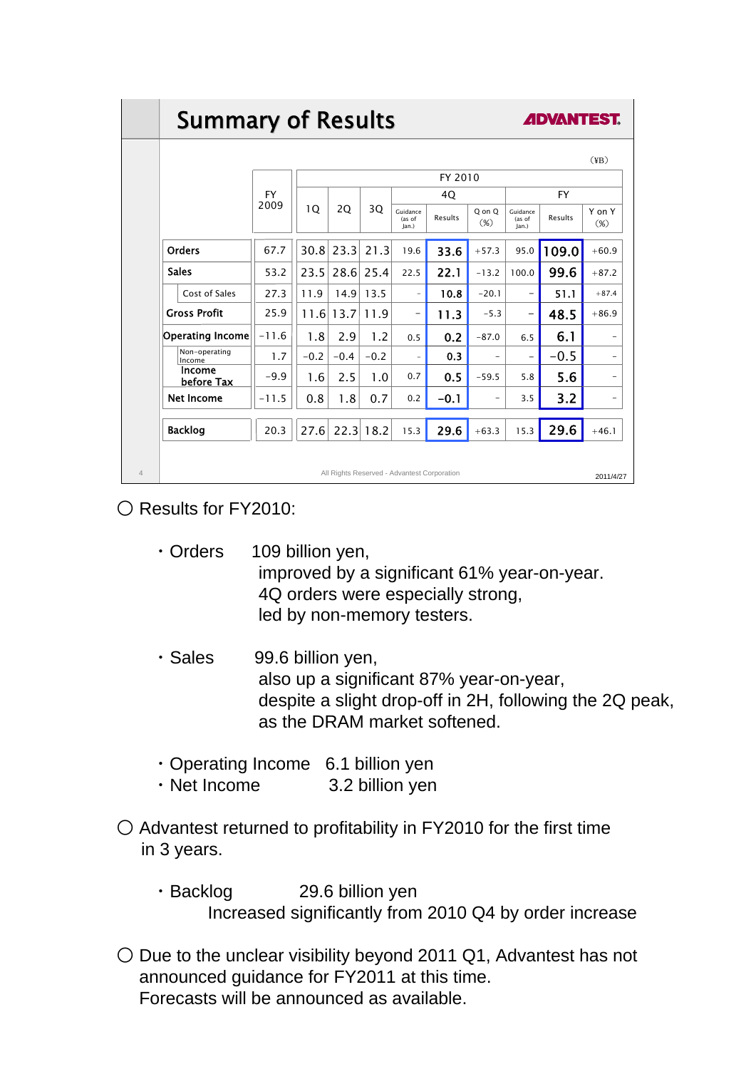## Summary of Results

(¥B)

| | FY 2009 | FY 2010 1Q | 2Q | 3Q | 4Q Guidance (as of Jan.) | 4Q Results | 4Q Q on Q (%) | FY Guidance (as of Jan.) | FY Results | FY Y on Y (%) |
|---|---|---|---|---|---|---|---|---|---|---|
| Orders | 67.7 | 30.8 | 23.3 | 21.3 | 19.6 | 33.6 | +57.3 | 95.0 | 109.0 | +60.9 |
| Sales | 53.2 | 23.5 | 28.6 | 25.4 | 22.5 | 22.1 | −13.2 | 100.0 | 99.6 | +87.2 |
| Cost of Sales | 27.3 | 11.9 | 14.9 | 13.5 | − | 10.8 | −20.1 | − | 51.1 | +87.4 |
| Gross Profit | 25.9 | 11.6 | 13.7 | 11.9 | − | 11.3 | −5.3 | − | 48.5 | +86.9 |
| Operating Income | −11.6 | 1.8 | 2.9 | 1.2 | 0.5 | 0.2 | −87.0 | 6.5 | 6.1 | − |
| Non-operating Income | 1.7 | −0.2 | −0.4 | −0.2 | − | 0.3 | − | − | −0.5 | − |
| Income before Tax | −9.9 | 1.6 | 2.5 | 1.0 | 0.7 | 0.5 | −59.5 | 5.8 | 5.6 | − |
| Net Income | −11.5 | 0.8 | 1.8 | 0.7 | 0.2 | −0.1 | − | 3.5 | 3.2 | − |
| Backlog | 20.3 | 27.6 | 22.3 | 18.2 | 15.3 | 29.6 | +63.3 | 15.3 | 29.6 | +46.1 |

All Rights Reserved - Advantest Corporation

2011/4/27

○ Results for FY2010:

- Orders 109 billion yen,
  improved by a significant 61% year-on-year.
  4Q orders were especially strong,
  led by non-memory testers.

- Sales 99.6 billion yen,
  also up a significant 87% year-on-year,
  despite a slight drop-off in 2H, following the 2Q peak,
  as the DRAM market softened.

- Operating Income 6.1 billion yen
- Net Income 3.2 billion yen

○ Advantest returned to profitability in FY2010 for the first time in 3 years.

- Backlog 29.6 billion yen
  Increased significantly from 2010 Q4 by order increase

○ Due to the unclear visibility beyond 2011 Q1, Advantest has not announced guidance for FY2011 at this time.
Forecasts will be announced as available.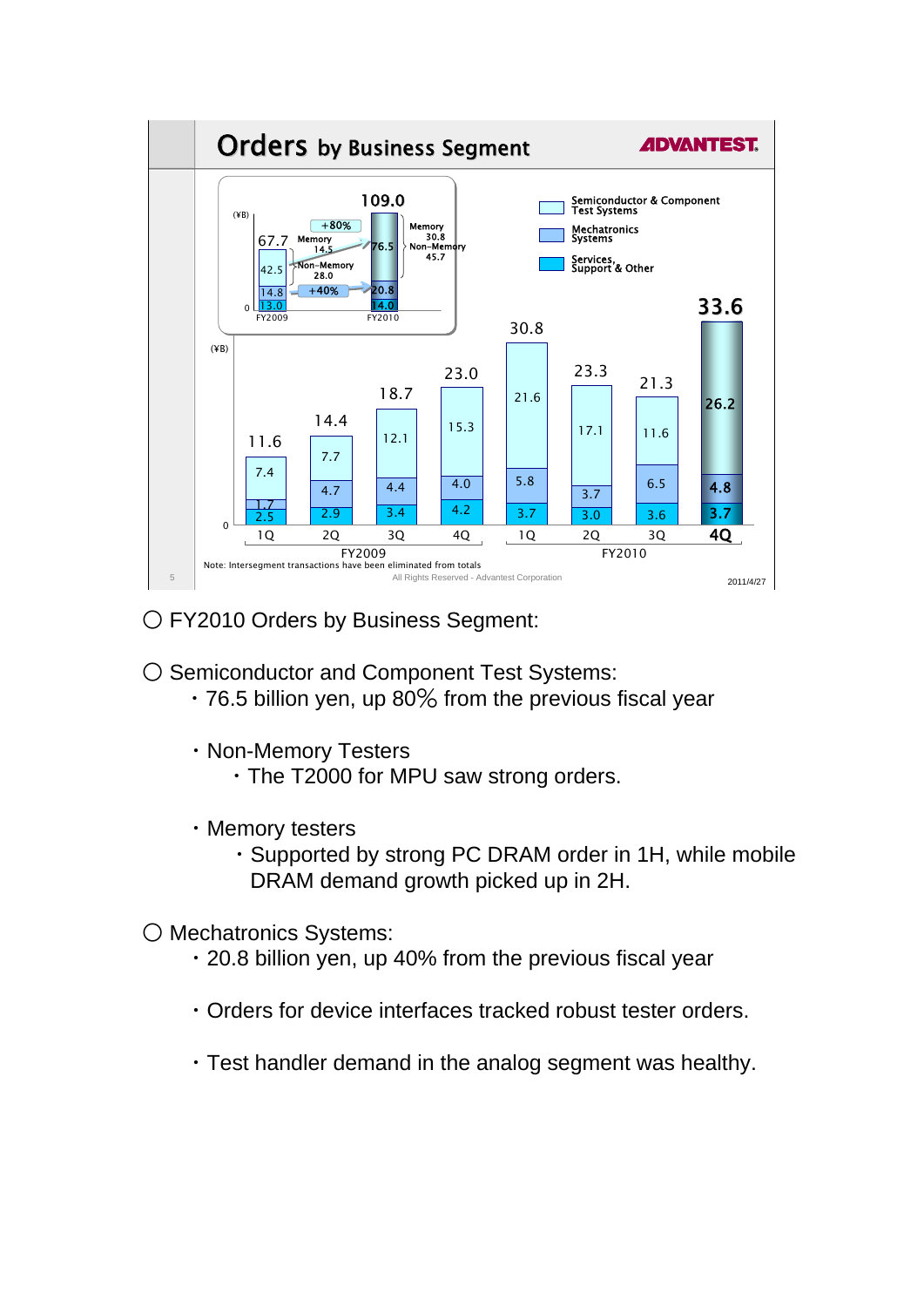## Orders by Business Segment

**ADVANTEST.**

(¥B)

| | FY2009 | FY2010 |
|---|---|---|
| Semiconductor & Component Test Systems | 42.5 (Memory 14.5, Non-Memory 28.0) | 76.5 (Memory 30.8, Non-Memory 45.7) (+80%) |
| Mechatronics Systems | 14.8 | 20.8 (+40%) |
| Services, Support & Other | 13.0 | 14.0 |
| Total | 67.7 | 109.0 |

(¥B)

| | FY2009 1Q | FY2009 2Q | FY2009 3Q | FY2009 4Q | FY2010 1Q | FY2010 2Q | FY2010 3Q | FY2010 4Q |
|---|---|---|---|---|---|---|---|---|
| Semiconductor & Component Test Systems | 7.4 | 7.7 | 12.1 | 15.3 | 21.6 | 17.1 | 11.6 | 26.2 |
| Mechatronics Systems | 1.7 | 4.7 | 4.4 | 4.0 | 5.8 | 3.7 | 6.5 | 4.8 |
| Services, Support & Other | 2.5 | 2.9 | 3.4 | 4.2 | 3.7 | 3.0 | 3.6 | 3.7 |
| Total | 11.6 | 14.4 | 18.7 | 23.0 | 30.8 | 23.3 | 21.3 | 33.6 |

Note: Intersegment transactions have been eliminated from totals

All Rights Reserved - Advantest Corporation

2011/4/27

○ FY2010 Orders by Business Segment:

○ Semiconductor and Component Test Systems:
- 76.5 billion yen, up 80% from the previous fiscal year
- Non-Memory Testers
  - The T2000 for MPU saw strong orders.
- Memory testers
  - Supported by strong PC DRAM order in 1H, while mobile DRAM demand growth picked up in 2H.

○ Mechatronics Systems:
- 20.8 billion yen, up 40% from the previous fiscal year
- Orders for device interfaces tracked robust tester orders.
- Test handler demand in the analog segment was healthy.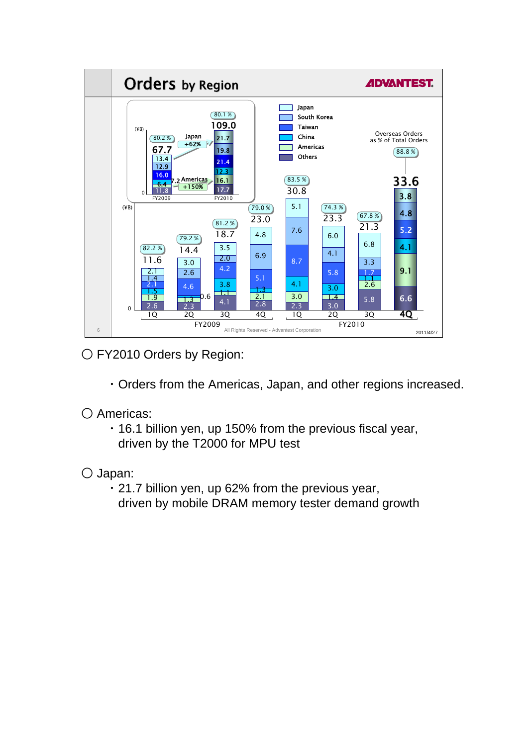## Orders by Region

ADVANTEST.

(¥B)

| | FY2009 | FY2010 |
|---|---|---|
| Overseas Orders as % of Total Orders | 80.2 % | 80.1 % |
| Total | 67.7 | 109.0 |
| Japan | 13.4 | 21.7 |
| South Korea | 12.9 | 19.8 |
| Taiwan | 16.0 | 21.4 |
| China | 6.4 | 12.3 |
| Americas | 7.2 | 16.1 |
| Others | 11.8 | 17.7 |

Japan +62%

Americas +150%

(¥B)

| | FY2009 1Q | FY2009 2Q | FY2009 3Q | FY2009 4Q | FY2010 1Q | FY2010 2Q | FY2010 3Q | FY2010 4Q |
|---|---|---|---|---|---|---|---|---|
| Overseas Orders as % of Total Orders | 82.2 % | 79.2 % | 81.2 % | 79.0 % | 83.5 % | 74.3 % | 67.8 % | 88.8 % |
| Total | 11.6 | 14.4 | 18.7 | 23.0 | 30.8 | 23.3 | 21.3 | 33.6 |
| Japan | 2.1 | 3.0 | 3.5 | 4.8 | 5.1 | 6.0 | 6.8 | 3.8 |
| South Korea | 1.4 | 2.6 | 2.0 | 6.9 | 7.6 | 4.1 | 3.3 | 4.8 |
| Taiwan | 2.1 | 4.6 | 4.2 | 5.1 | 8.7 | 5.8 | 1.7 | 5.2 |
| China | 1.5 | 0.6 | 3.8 | 1.3 | 4.1 | 3.0 | 1.1 | 4.1 |
| Americas | 1.9 | 1.3 | 1.1 | 2.1 | 3.0 | 1.4 | 2.6 | 9.1 |
| Others | 2.6 | 2.3 | 4.1 | 2.8 | 2.3 | 3.0 | 5.8 | 6.6 |

All Rights Reserved - Advantest Corporation

2011/4/27

○ FY2010 Orders by Region:

- Orders from the Americas, Japan, and other regions increased.

○ Americas:

- 16.1 billion yen, up 150% from the previous fiscal year, driven by the T2000 for MPU test

○ Japan:

- 21.7 billion yen, up 62% from the previous year, driven by mobile DRAM memory tester demand growth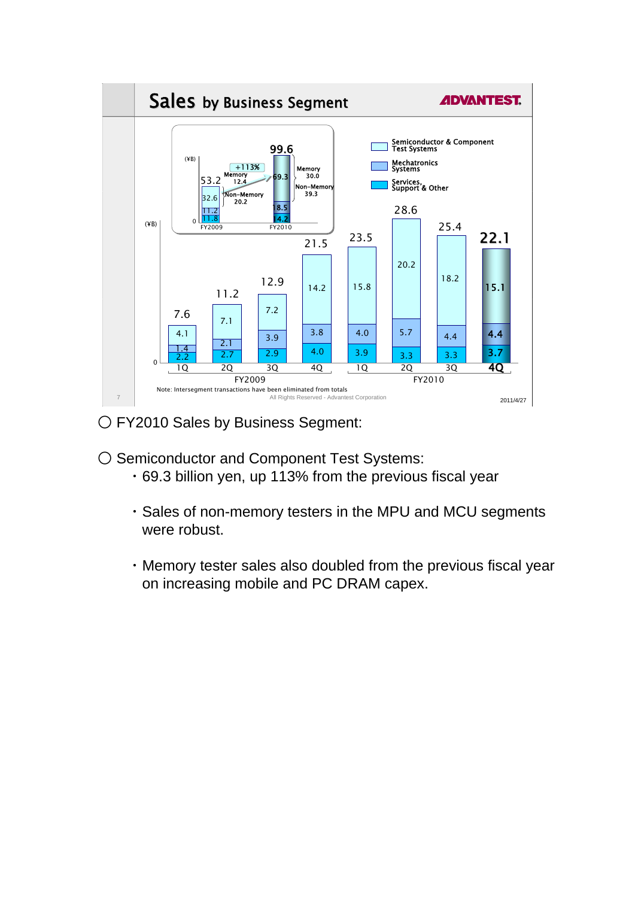## Sales by Business Segment

ADVANTEST.

(¥B)

| | FY2009 | FY2010 |
|---|---|---|
| Total | 53.2 | 99.6 |
| Semiconductor & Component Test Systems | 32.6 (Memory 12.4, Non-Memory 20.2) | 69.3 (Memory 30.0, Non-Memory 39.3) (+113%) |
| Mechatronics Systems | 11.2 | 18.5 |
| Services, Support & Other | 11.8 | 14.2 |

(¥B)

| | FY2009 1Q | FY2009 2Q | FY2009 3Q | FY2009 4Q | FY2010 1Q | FY2010 2Q | FY2010 3Q | FY2010 4Q |
|---|---|---|---|---|---|---|---|---|
| Total | 7.6 | 11.2 | 12.9 | 21.5 | 23.5 | 28.6 | 25.4 | 22.1 |
| Semiconductor & Component Test Systems | 4.1 | 7.1 | 7.2 | 14.2 | 15.8 | 20.2 | 18.2 | 15.1 |
| Mechatronics Systems | 1.4 | 2.1 | 3.9 | 3.8 | 4.0 | 5.7 | 4.4 | 4.4 |
| Services, Support & Other | 2.2 | 2.7 | 2.9 | 4.0 | 3.9 | 3.3 | 3.3 | 3.7 |

Note: Intersegment transactions have been eliminated from totals

All Rights Reserved - Advantest Corporation

2011/4/27

○ FY2010 Sales by Business Segment:

○ Semiconductor and Component Test Systems:

- 69.3 billion yen, up 113% from the previous fiscal year
- Sales of non-memory testers in the MPU and MCU segments were robust.
- Memory tester sales also doubled from the previous fiscal year on increasing mobile and PC DRAM capex.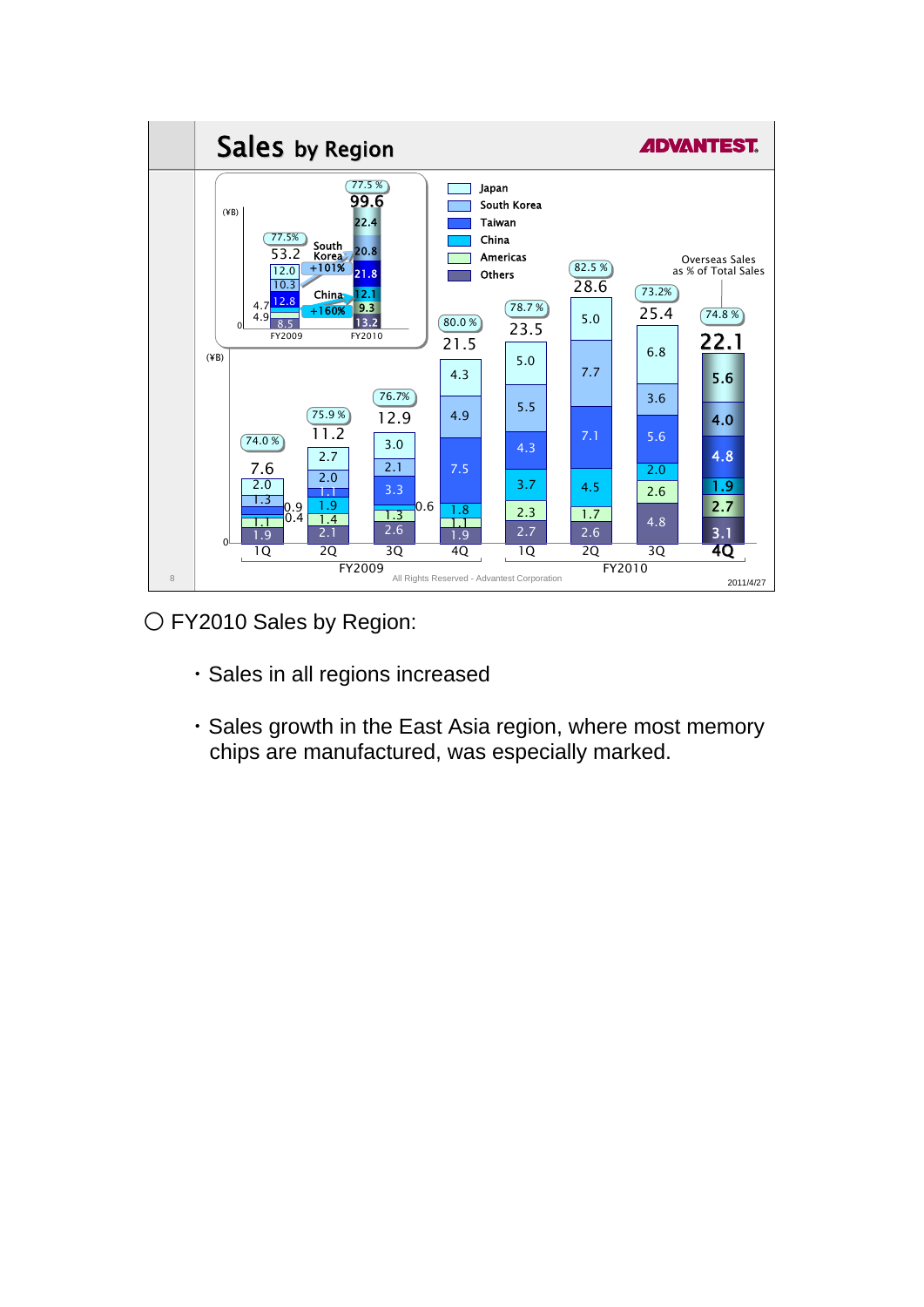# Sales by Region

ADVANTEST

(¥B)

| Region | FY2009 1Q | FY2009 2Q | FY2009 3Q | FY2009 4Q | FY2010 1Q | FY2010 2Q | FY2010 3Q | FY2010 4Q |
|---|---|---|---|---|---|---|---|---|
| Japan | 2.0 | 2.7 | 3.0 | 4.3 | 5.0 | 5.0 | 6.8 | 5.6 |
| South Korea | 1.3 | 2.0 | 2.1 | 4.9 | 5.5 | 7.7 | 3.6 | 4.0 |
| Taiwan | 0.9 | 1.1 | 3.3 | 7.5 | 4.3 | 7.1 | 5.6 | 4.8 |
| China | 0.4 | 1.9 | 0.6 | 1.8 | 3.7 | 4.5 | 2.0 | 1.9 |
| Americas | 1.1 | 1.4 | 1.3 | 1.1 | 2.3 | 1.7 | 2.6 | 2.7 |
| Others | 1.9 | 2.1 | 2.6 | 1.9 | 2.7 | 2.6 | 4.8 | 3.1 |
| Total | 7.6 | 11.2 | 12.9 | 21.5 | 23.5 | 28.6 | 25.4 | 22.1 |
| Overseas Sales as % of Total Sales | 74.0% | 75.9% | 76.7% | 80.0% | 78.7% | 82.5% | 73.2% | 74.8% |

(¥B)

| Region | FY2009 | FY2010 |
|---|---|---|
| Japan | 12.0 | 22.4 |
| South Korea | 10.3 | 20.8 |
| Taiwan | 12.8 | 21.8 |
| China | 4.7 | 12.1 |
| Americas | 4.9 | 9.3 |
| Others | 8.5 | 13.2 |
| Total | 53.2 | 99.6 |
| Overseas Sales as % of Total Sales | 77.5% | 77.5% |

South Korea +101%

China +160%

All Rights Reserved - Advantest Corporation

2011/4/27

○ FY2010 Sales by Region:

- Sales in all regions increased
- Sales growth in the East Asia region, where most memory chips are manufactured, was especially marked.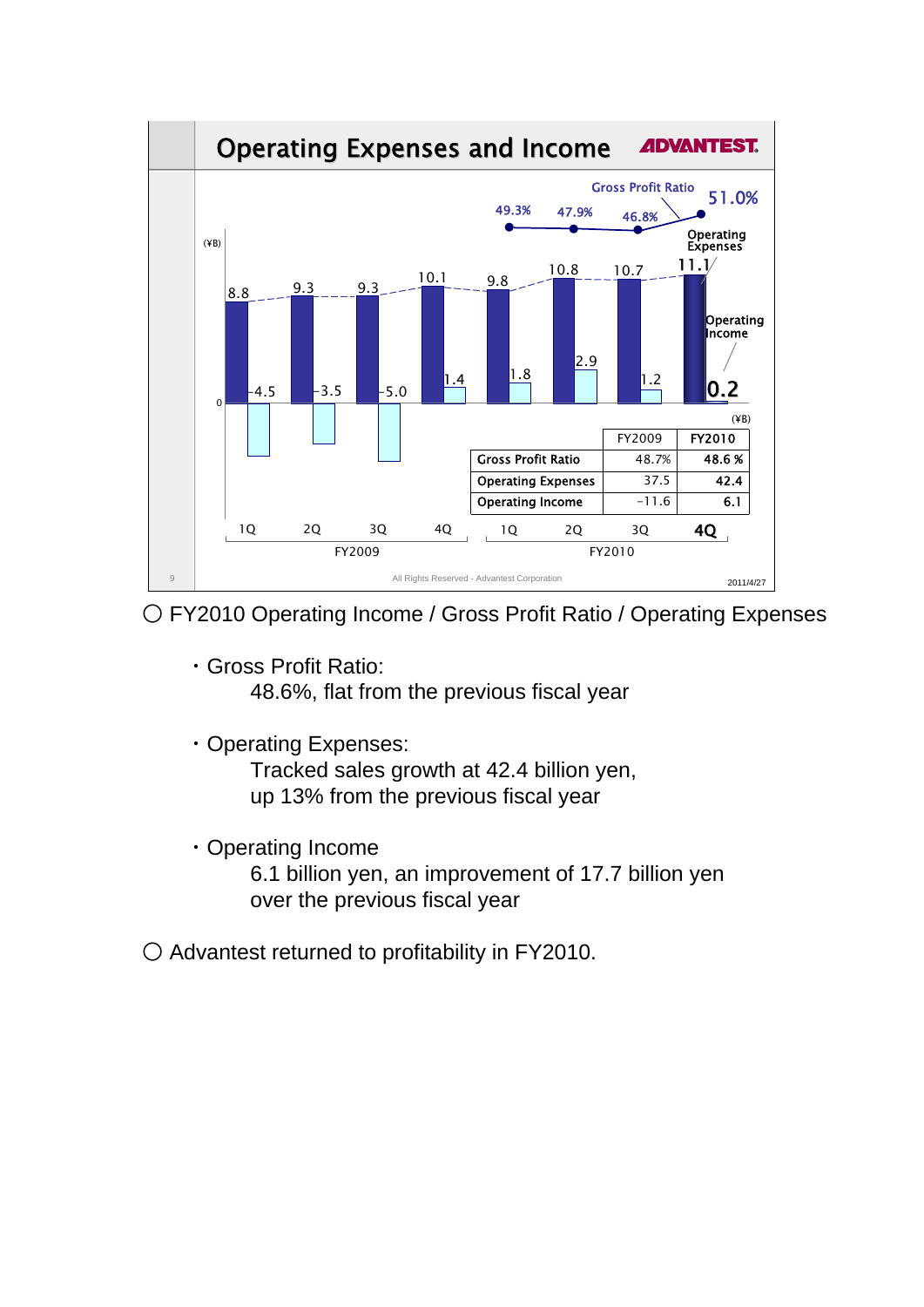## Operating Expenses and Income

(¥B)

| | FY2009 | FY2010 |
|---|---|---|
| Gross Profit Ratio | 48.7% | 48.6 % |
| Operating Expenses | 37.5 | 42.4 |
| Operating Income | -11.6 | 6.1 |

| | FY2009 1Q | FY2009 2Q | FY2009 3Q | FY2009 4Q | FY2010 1Q | FY2010 2Q | FY2010 3Q | FY2010 4Q |
|---|---|---|---|---|---|---|---|---|
| Gross Profit Ratio | | | | | 49.3% | 47.9% | 46.8% | 51.0% |
| Operating Expenses (¥B) | 8.8 | 9.3 | 9.3 | 10.1 | 9.8 | 10.8 | 10.7 | 11.1 |
| Operating Income (¥B) | -4.5 | -3.5 | -5.0 | 1.4 | 1.8 | 2.9 | 1.2 | 0.2 |

○ FY2010 Operating Income / Gross Profit Ratio / Operating Expenses

- Gross Profit Ratio:
  48.6%, flat from the previous fiscal year

- Operating Expenses:
  Tracked sales growth at 42.4 billion yen,
  up 13% from the previous fiscal year

- Operating Income
  6.1 billion yen, an improvement of 17.7 billion yen
  over the previous fiscal year

○ Advantest returned to profitability in FY2010.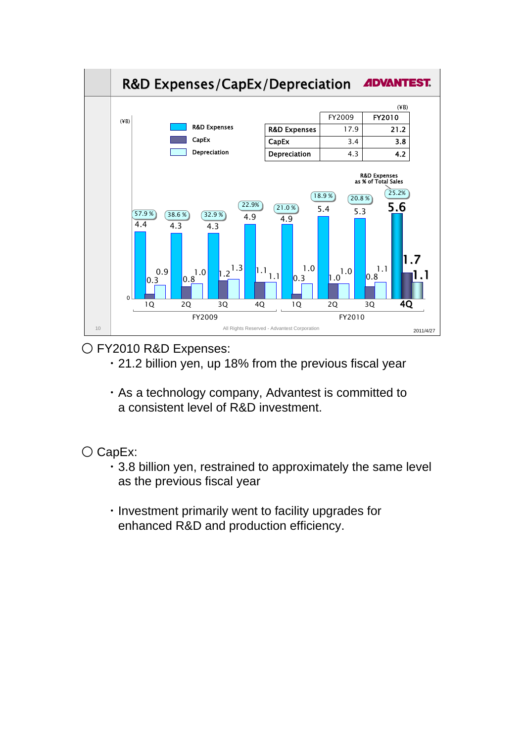## R&D Expenses/CapEx/Depreciation

(¥B)

| | FY2009 | FY2010 |
|---|---|---|
| R&D Expenses | 17.9 | 21.2 |
| CapEx | 3.4 | 3.8 |
| Depreciation | 4.3 | 4.2 |

(¥B)

| | FY2009 1Q | FY2009 2Q | FY2009 3Q | FY2009 4Q | FY2010 1Q | FY2010 2Q | FY2010 3Q | FY2010 4Q |
|---|---|---|---|---|---|---|---|---|
| R&D Expenses | 4.4 | 4.3 | 4.3 | 4.9 | 4.9 | 5.4 | 5.3 | 5.6 |
| CapEx | 0.3 | 0.8 | 1.2 | 1.1 | 0.3 | 1.0 | 0.8 | 1.7 |
| Depreciation | 0.9 | 1.0 | 1.3 | 1.1 | 1.0 | 1.0 | 1.1 | 1.1 |
| R&D Expenses as % of Total Sales | 57.9 % | 38.6 % | 32.9 % | 22.9% | 21.0 % | 18.9 % | 20.8 % | 25.2% |

All Rights Reserved - Advantest Corporation

2011/4/27

○ FY2010 R&D Expenses:

- 21.2 billion yen, up 18% from the previous fiscal year
- As a technology company, Advantest is committed to a consistent level of R&D investment.

○ CapEx:

- 3.8 billion yen, restrained to approximately the same level as the previous fiscal year
- Investment primarily went to facility upgrades for enhanced R&D and production efficiency.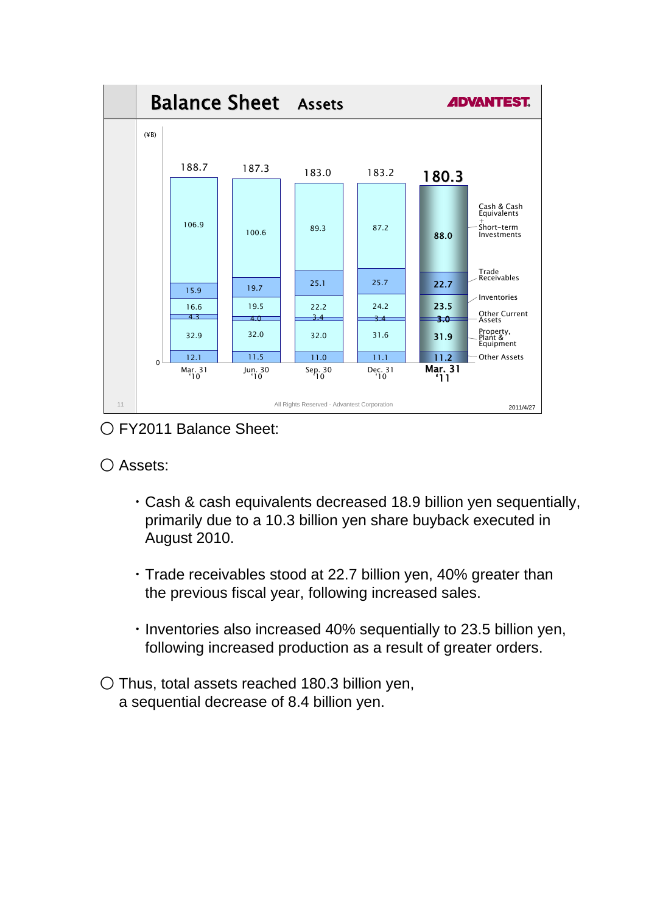## Balance Sheet Assets

(¥B)

| | Mar. 31 '10 | Jun. 30 '10 | Sep. 30 '10 | Dec. 31 '10 | Mar. 31 '11 |
|---|---|---|---|---|---|
| Cash & Cash Equivalents + Short-term Investments | 106.9 | 100.6 | 89.3 | 87.2 | 88.0 |
| Trade Receivables | 15.9 | 19.7 | 25.1 | 25.7 | 22.7 |
| Inventories | 16.6 | 19.5 | 22.2 | 24.2 | 23.5 |
| Other Current Assets | 4.3 | 4.0 | 3.4 | 3.4 | 3.0 |
| Property, Plant & Equipment | 32.9 | 32.0 | 32.0 | 31.6 | 31.9 |
| Other Assets | 12.1 | 11.5 | 11.0 | 11.1 | 11.2 |
| Total | 188.7 | 187.3 | 183.0 | 183.2 | 180.3 |

All Rights Reserved - Advantest Corporation

2011/4/27

○ FY2011 Balance Sheet:

○ Assets:

- Cash & cash equivalents decreased 18.9 billion yen sequentially, primarily due to a 10.3 billion yen share buyback executed in August 2010.
- Trade receivables stood at 22.7 billion yen, 40% greater than the previous fiscal year, following increased sales.
- Inventories also increased 40% sequentially to 23.5 billion yen, following increased production as a result of greater orders.

○ Thus, total assets reached 180.3 billion yen, a sequential decrease of 8.4 billion yen.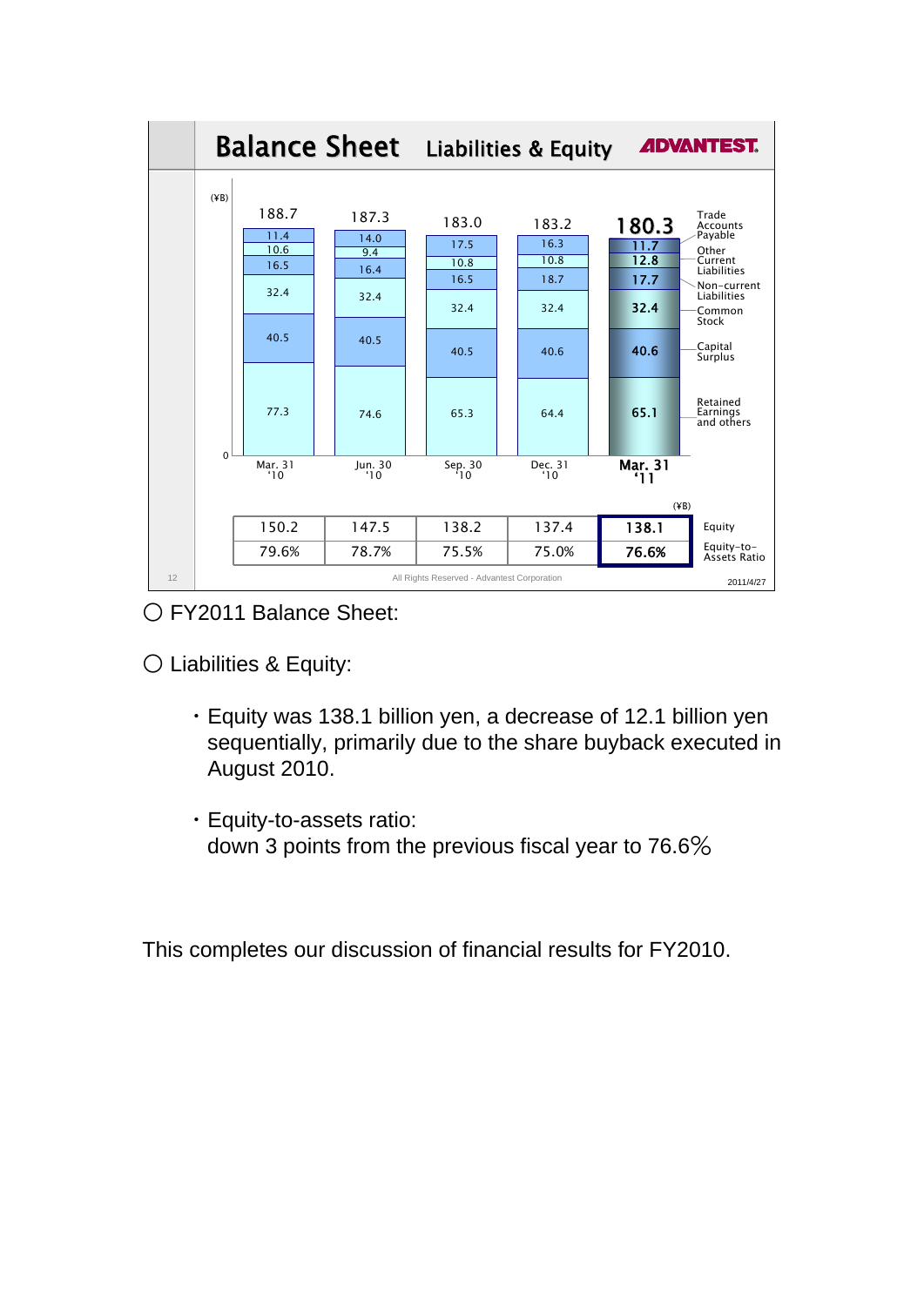## Balance Sheet — Liabilities & Equity

ADVANTEST

(¥B)

| | Mar. 31 '10 | Jun. 30 '10 | Sep. 30 '10 | Dec. 31 '10 | Mar. 31 '11 |
|---|---|---|---|---|---|
| Total | 188.7 | 187.3 | 183.0 | 183.2 | 180.3 |
| Trade Accounts Payable | 11.4 | 14.0 | 17.5 | 16.3 | 11.7 |
| Other Current Liabilities | 10.6 | 9.4 | 10.8 | 10.8 | 12.8 |
| Non-current Liabilities | 16.5 | 16.4 | 16.5 | 18.7 | 17.7 |
| Common Stock | 32.4 | 32.4 | 32.4 | 32.4 | 32.4 |
| Capital Surplus | 40.5 | 40.5 | 40.5 | 40.6 | 40.6 |
| Retained Earnings and others | 77.3 | 74.6 | 65.3 | 64.4 | 65.1 |

(¥B)

| | Mar. 31 '10 | Jun. 30 '10 | Sep. 30 '10 | Dec. 31 '10 | Mar. 31 '11 |
|---|---|---|---|---|---|
| Equity | 150.2 | 147.5 | 138.2 | 137.4 | 138.1 |
| Equity-to-Assets Ratio | 79.6% | 78.7% | 75.5% | 75.0% | 76.6% |

All Rights Reserved - Advantest Corporation

2011/4/27

○ FY2011 Balance Sheet:

○ Liabilities & Equity:

- Equity was 138.1 billion yen, a decrease of 12.1 billion yen sequentially, primarily due to the share buyback executed in August 2010.

- Equity-to-assets ratio:
  down 3 points from the previous fiscal year to 76.6%

This completes our discussion of financial results for FY2010.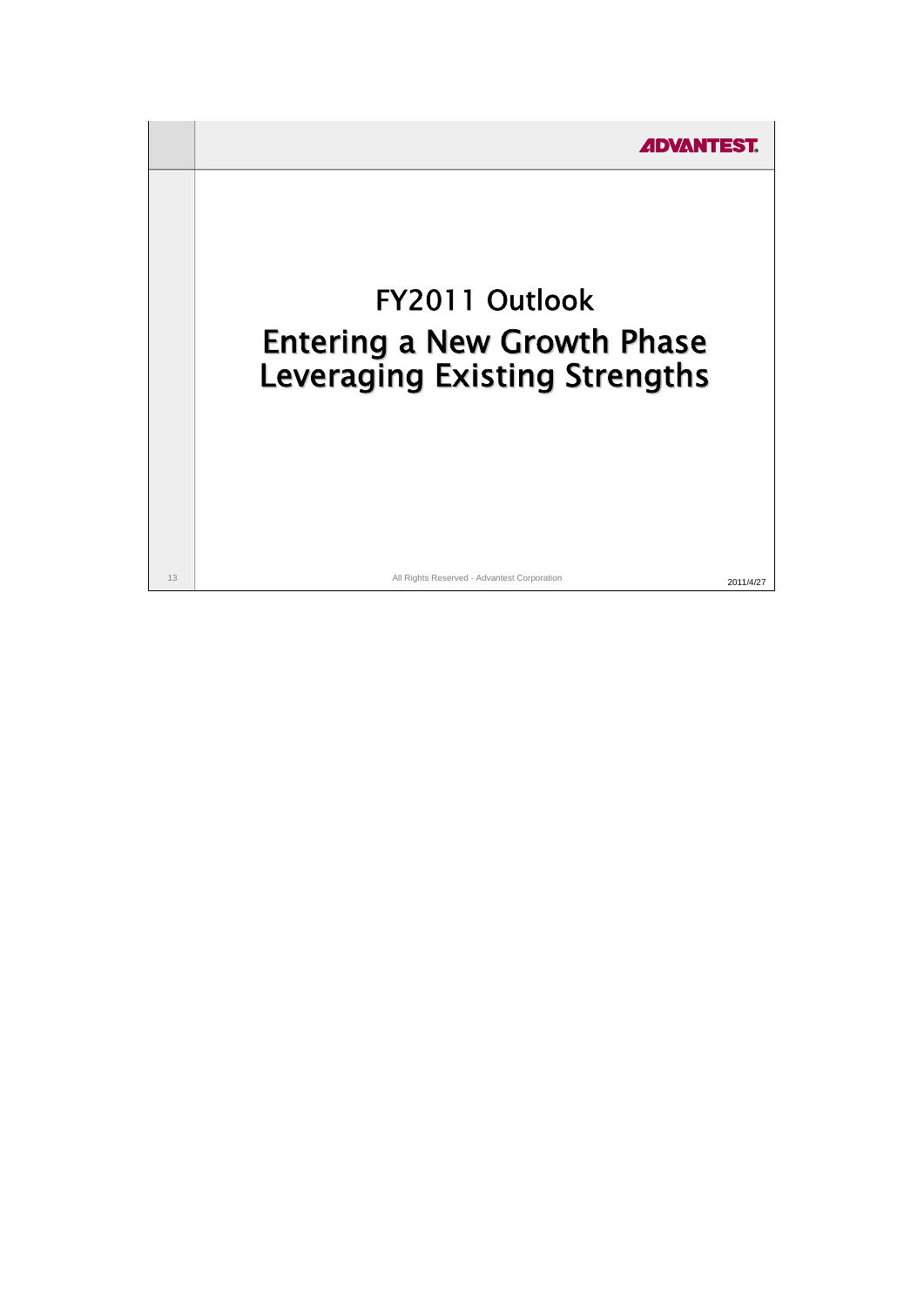# FY2011 Outlook

## Entering a New Growth Phase Leveraging Existing Strengths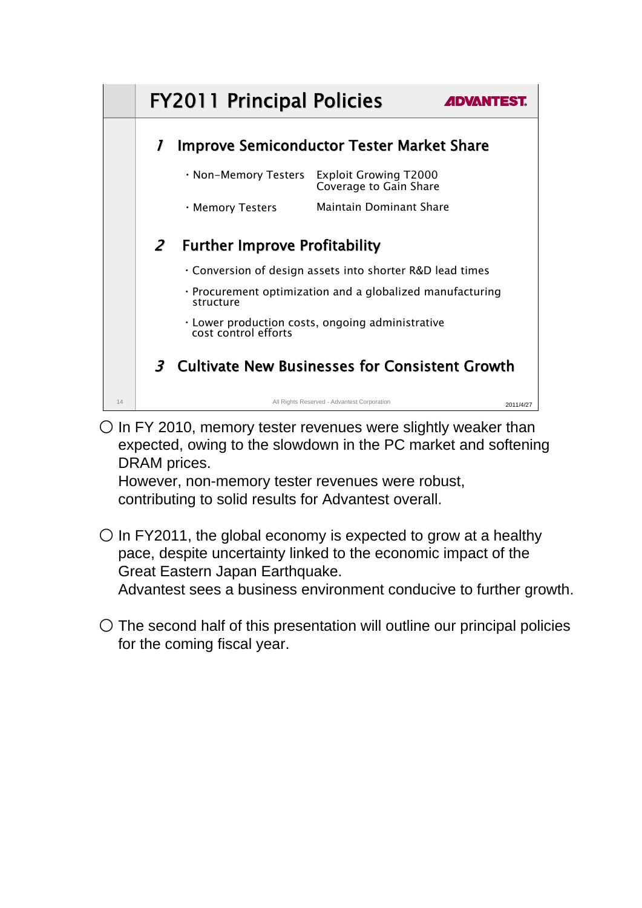## FY2011 Principal Policies

ADVANTEST.

### 1 Improve Semiconductor Tester Market Share

| | |
|---|---|
| ・Non-Memory Testers | Exploit Growing T2000 Coverage to Gain Share |
| ・Memory Testers | Maintain Dominant Share |

### 2 Further Improve Profitability

- Conversion of design assets into shorter R&D lead times
- Procurement optimization and a globalized manufacturing structure
- Lower production costs, ongoing administrative cost control efforts

### 3 Cultivate New Businesses for Consistent Growth

All Rights Reserved - Advantest Corporation

2011/4/27

○ In FY 2010, memory tester revenues were slightly weaker than expected, owing to the slowdown in the PC market and softening DRAM prices.
However, non-memory tester revenues were robust, contributing to solid results for Advantest overall.

○ In FY2011, the global economy is expected to grow at a healthy pace, despite uncertainty linked to the economic impact of the Great Eastern Japan Earthquake.
Advantest sees a business environment conducive to further growth.

○ The second half of this presentation will outline our principal policies for the coming fiscal year.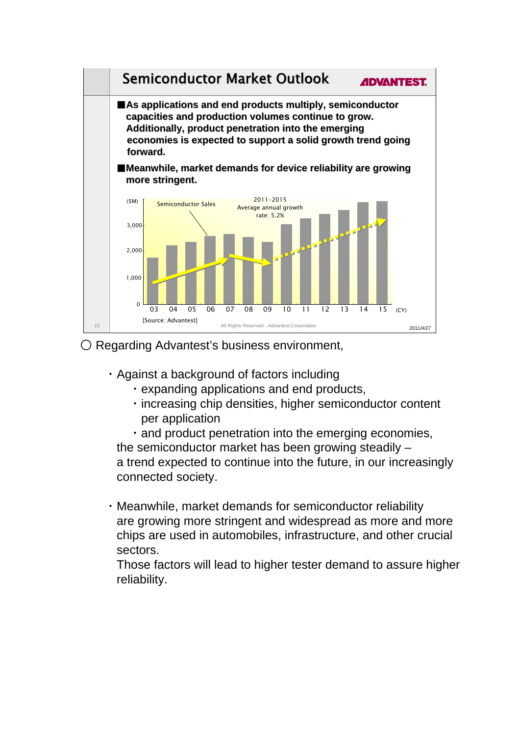## Semiconductor Market Outlook

ADVANTEST

- As applications and end products multiply, semiconductor capacities and production volumes continue to grow. Additionally, product penetration into the emerging economies is expected to support a solid growth trend going forward.
- Meanwhile, market demands for device reliability are growing more stringent.

($M)

Semiconductor Sales

2011–2015 Average annual growth rate: 5.2%

3,000
2,000
1,000
0

03 04 05 06 07 08 09 10 11 12 13 14 15 (CY)

[Source: Advantest]

All Rights Reserved - Advantest Corporation

2011/4/27

○ Regarding Advantest's business environment,

- Against a background of factors including
  - expanding applications and end products,
  - increasing chip densities, higher semiconductor content per application
  - and product penetration into the emerging economies,

  the semiconductor market has been growing steadily – a trend expected to continue into the future, in our increasingly connected society.

- Meanwhile, market demands for semiconductor reliability are growing more stringent and widespread as more and more chips are used in automobiles, infrastructure, and other crucial sectors.
  Those factors will lead to higher tester demand to assure higher reliability.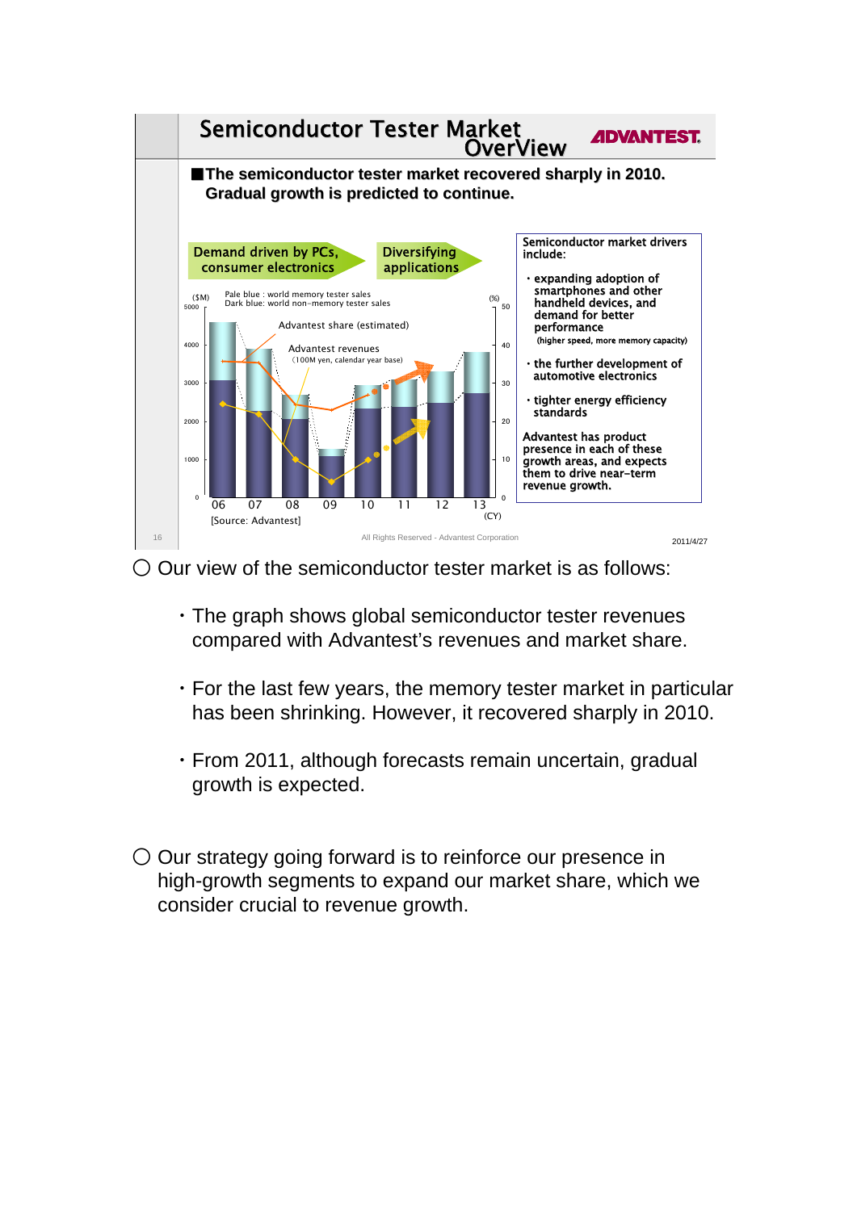## Semiconductor Tester Market OverView

■The semiconductor tester market recovered sharply in 2010. Gradual growth is predicted to continue.

Demand driven by PCs, consumer electronics

Diversifying applications

($M)

Pale blue : world memory tester sales
Dark blue: world non-memory tester sales

(%)

Advantest share (estimated)

Advantest revenues
(100M yen, calendar year base)

06 07 08 09 10 11 12 13 (CY)

[Source: Advantest]

Semiconductor market drivers include:

- expanding adoption of smartphones and other handheld devices, and demand for better performance (higher speed, more memory capacity)
- the further development of automotive electronics
- tighter energy efficiency standards

Advantest has product presence in each of these growth areas, and expects them to drive near-term revenue growth.

All Rights Reserved - Advantest Corporation

2011/4/27

○ Our view of the semiconductor tester market is as follows:

- The graph shows global semiconductor tester revenues compared with Advantest's revenues and market share.
- For the last few years, the memory tester market in particular has been shrinking. However, it recovered sharply in 2010.
- From 2011, although forecasts remain uncertain, gradual growth is expected.

○ Our strategy going forward is to reinforce our presence in high-growth segments to expand our market share, which we consider crucial to revenue growth.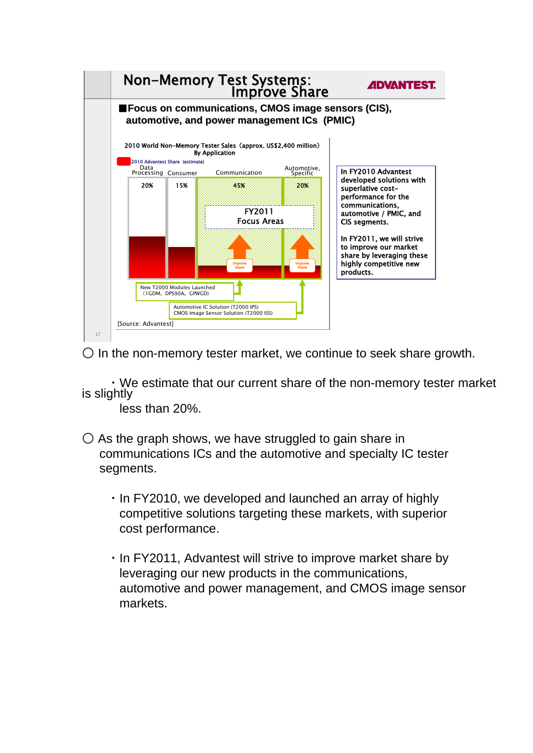## Non-Memory Test Systems: Improve Share

ADVANTEST

■Focus on communications, CMOS image sensors (CIS), automotive, and power management ICs (PMIC)

2010 World Non-Memory Tester Sales (approx. US$2,400 million) By Application

2010 Advantest Share (estimate)

| Data Processing | Consumer | Communication | Automotive, Specific |
|---|---|---|---|
| 20% | 15% | 45% | 20% |

FY2011 Focus Areas

Improve Share

Improve Share

New T2000 Modules Launched (1GDM、DPS90A、GPWGD)

Automotive IC Solution (T2000 IPS)
CMOS Image Sensor Solution (T2000 ISS)

[Source: Advantest]

In FY2010 Advantest developed solutions with superlative cost-performance for the communications, automotive / PMIC, and CIS segments.

In FY2011, we will strive to improve our market share by leveraging these highly competitive new products.

○ In the non-memory tester market, we continue to seek share growth.

・We estimate that our current share of the non-memory tester market is slightly less than 20%.

○ As the graph shows, we have struggled to gain share in communications ICs and the automotive and specialty IC tester segments.

・In FY2010, we developed and launched an array of highly competitive solutions targeting these markets, with superior cost performance.

・In FY2011, Advantest will strive to improve market share by leveraging our new products in the communications, automotive and power management, and CMOS image sensor markets.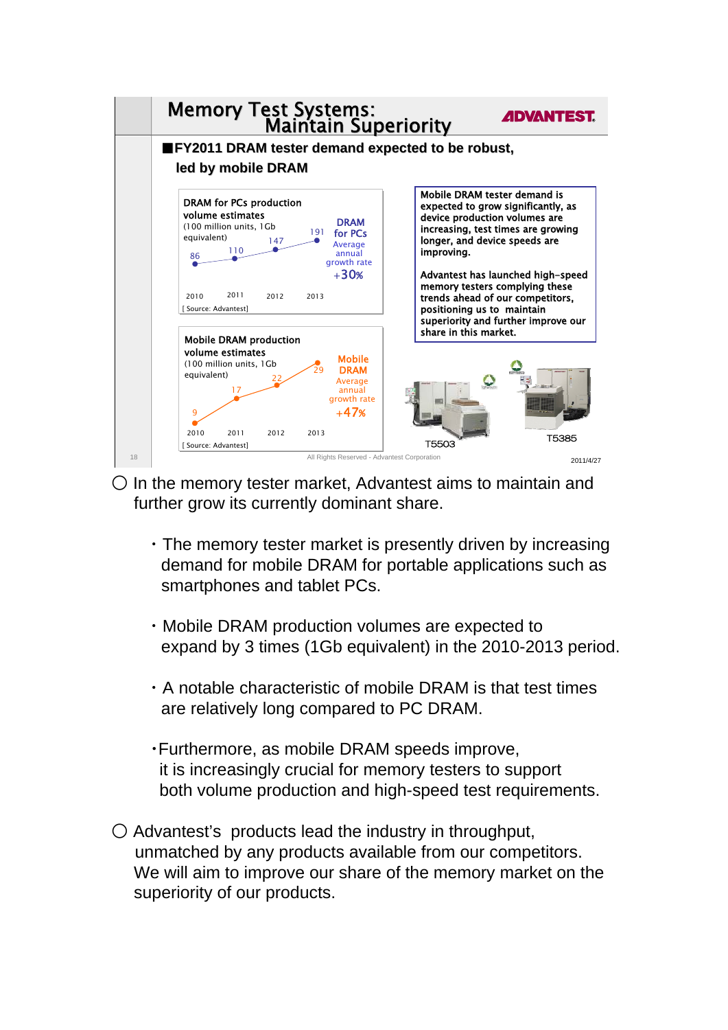# Memory Test Systems: Maintain Superiority

ADVANTEST

■FY2011 DRAM tester demand expected to be robust, led by mobile DRAM

DRAM for PCs production volume estimates
(100 million units, 1Gb equivalent)

| 2010 | 2011 | 2012 | 2013 |
|---|---|---|---|
| 86 | 110 | 147 | 191 |

DRAM for PCs Average annual growth rate +30%

[ Source: Advantest]

Mobile DRAM production volume estimates
(100 million units, 1Gb equivalent)

| 2010 | 2011 | 2012 | 2013 |
|---|---|---|---|
| 9 | 17 | 22 | 29 |

Mobile DRAM Average annual growth rate +47%

[ Source: Advantest]

Mobile DRAM tester demand is expected to grow significantly, as device production volumes are increasing, test times are growing longer, and device speeds are improving.

Advantest has launched high-speed memory testers complying these trends ahead of our competitors, positioning us to maintain superiority and further improve our share in this market.

T5503

T5385

All Rights Reserved - Advantest Corporation

2011/4/27

○ In the memory tester market, Advantest aims to maintain and further grow its currently dominant share.

- The memory tester market is presently driven by increasing demand for mobile DRAM for portable applications such as smartphones and tablet PCs.

- Mobile DRAM production volumes are expected to expand by 3 times (1Gb equivalent) in the 2010-2013 period.

- A notable characteristic of mobile DRAM is that test times are relatively long compared to PC DRAM.

- Furthermore, as mobile DRAM speeds improve, it is increasingly crucial for memory testers to support both volume production and high-speed test requirements.

○ Advantest's products lead the industry in throughput, unmatched by any products available from our competitors. We will aim to improve our share of the memory market on the superiority of our products.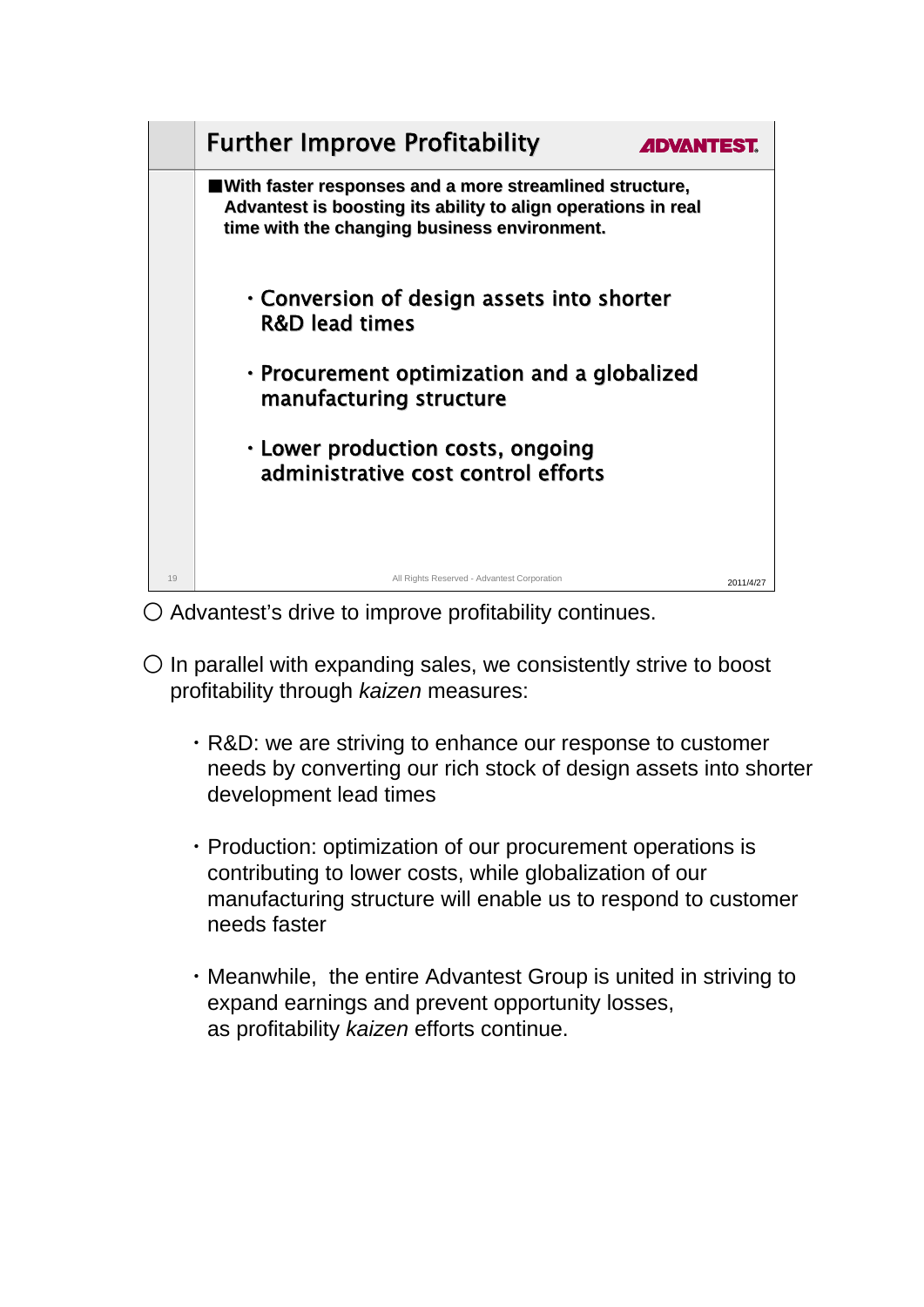## Further Improve Profitability

ADVANTEST.

■ **With faster responses and a more streamlined structure, Advantest is boosting its ability to align operations in real time with the changing business environment.**

- **Conversion of design assets into shorter R&D lead times**
- **Procurement optimization and a globalized manufacturing structure**
- **Lower production costs, ongoing administrative cost control efforts**

All Rights Reserved - Advantest Corporation

2011/4/27

○ Advantest's drive to improve profitability continues.

○ In parallel with expanding sales, we consistently strive to boost profitability through *kaizen* measures:

- R&D: we are striving to enhance our response to customer needs by converting our rich stock of design assets into shorter development lead times
- Production: optimization of our procurement operations is contributing to lower costs, while globalization of our manufacturing structure will enable us to respond to customer needs faster
- Meanwhile, the entire Advantest Group is united in striving to expand earnings and prevent opportunity losses, as profitability *kaizen* efforts continue.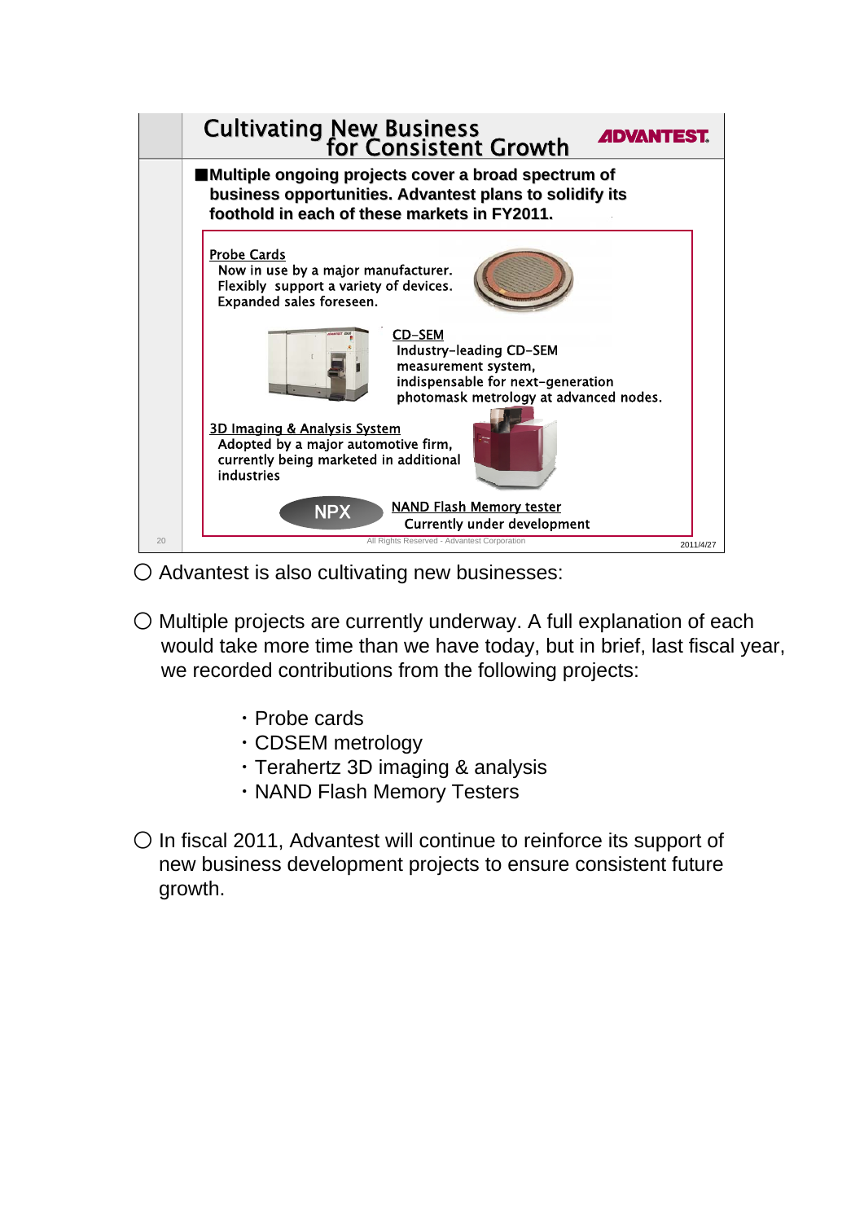## Cultivating New Business for Consistent Growth

ADVANTEST

■Multiple ongoing projects cover a broad spectrum of business opportunities. Advantest plans to solidify its foothold in each of these markets in FY2011.

Probe Cards
Now in use by a major manufacturer.
Flexibly support a variety of devices.
Expanded sales foreseen.

CD-SEM
Industry-leading CD-SEM measurement system, indispensable for next-generation photomask metrology at advanced nodes.

3D Imaging & Analysis System
Adopted by a major automotive firm, currently being marketed in additional industries

NPX
NAND Flash Memory tester
Currently under development

All Rights Reserved - Advantest Corporation

2011/4/27

○ Advantest is also cultivating new businesses:

○ Multiple projects are currently underway. A full explanation of each would take more time than we have today, but in brief, last fiscal year, we recorded contributions from the following projects:

- Probe cards
- CDSEM metrology
- Terahertz 3D imaging & analysis
- NAND Flash Memory Testers

○ In fiscal 2011, Advantest will continue to reinforce its support of new business development projects to ensure consistent future growth.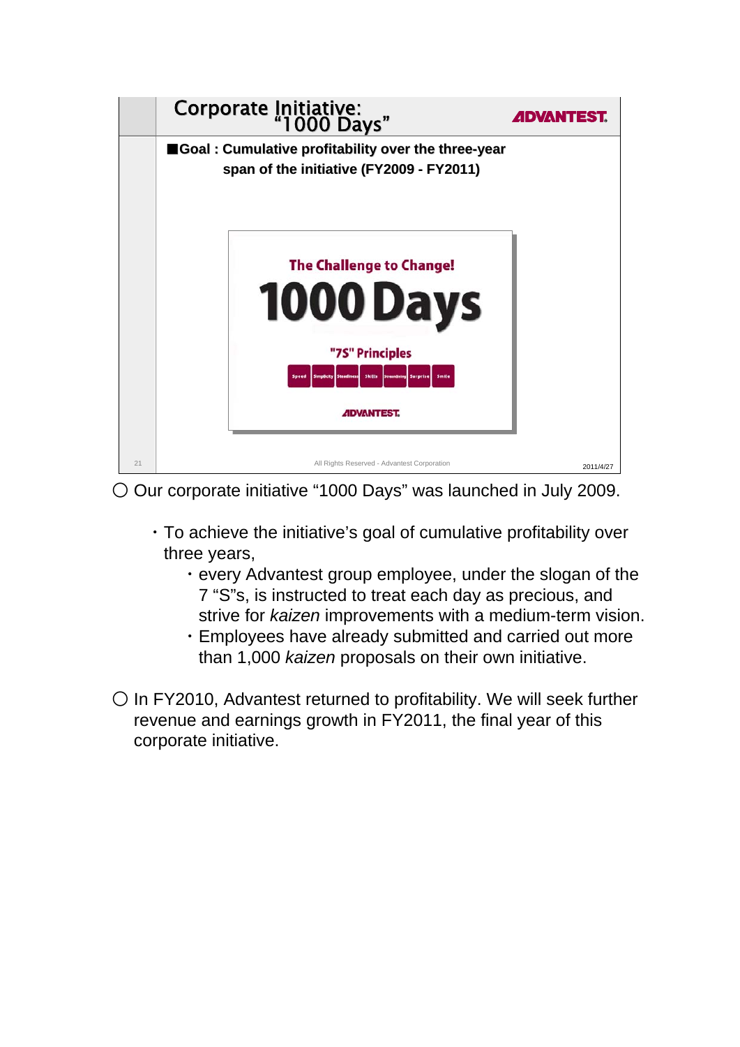## Corporate Initiative: "1000 Days"

■**Goal : Cumulative profitability over the three-year span of the initiative (FY2009 - FY2011)**

**The Challenge to Change!**

# 1000 Days

**"7S" Principles**

Speed | Simplicity | Steadiness | Skills | Streamlining | Surprise | Smile

ADVANTEST

All Rights Reserved - Advantest Corporation

2011/4/27

○ Our corporate initiative "1000 Days" was launched in July 2009.

- To achieve the initiative's goal of cumulative profitability over three years,
  - every Advantest group employee, under the slogan of the 7 "S"s, is instructed to treat each day as precious, and strive for *kaizen* improvements with a medium-term vision.
  - Employees have already submitted and carried out more than 1,000 *kaizen* proposals on their own initiative.

○ In FY2010, Advantest returned to profitability. We will seek further revenue and earnings growth in FY2011, the final year of this corporate initiative.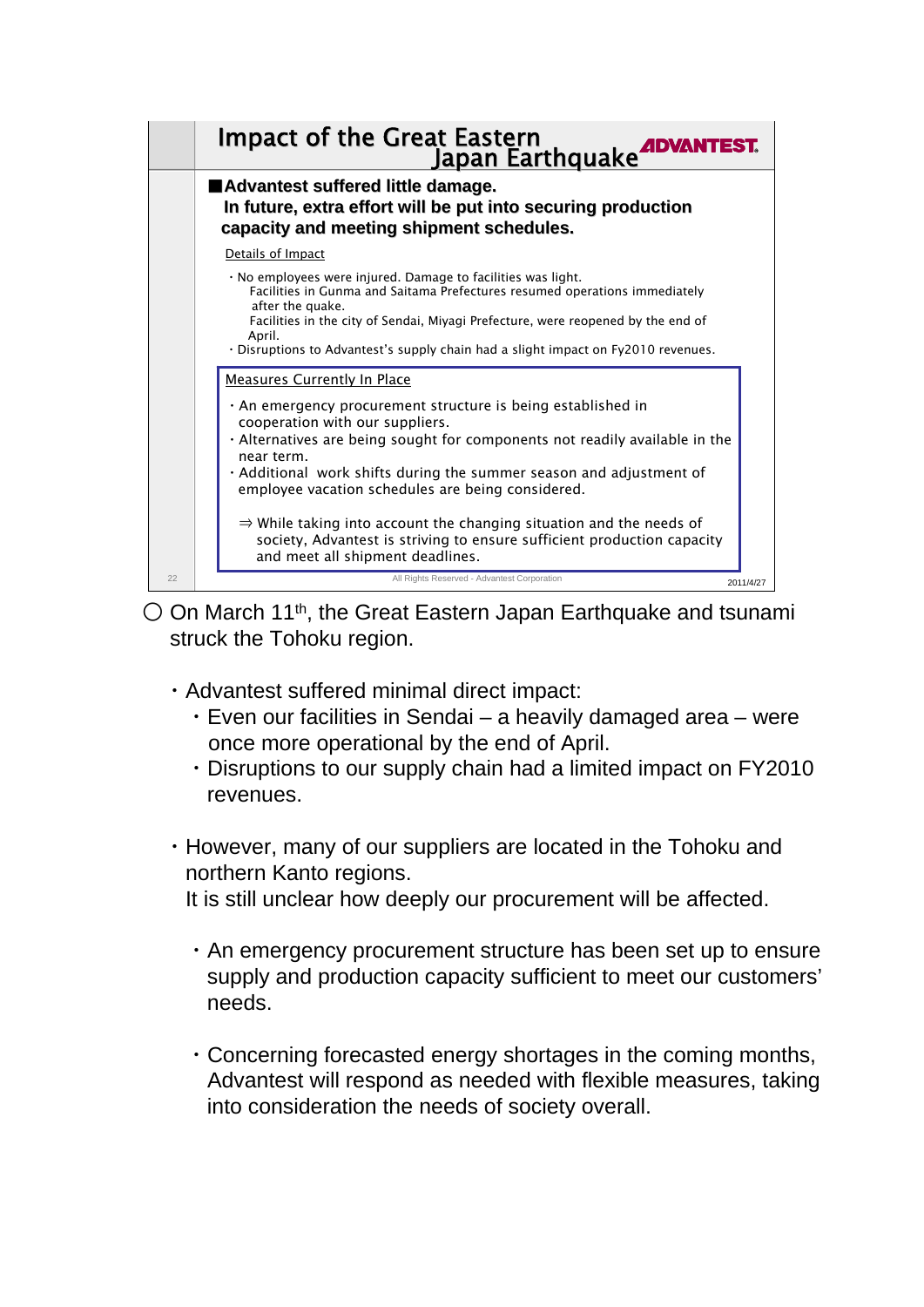## Impact of the Great Eastern Japan Earthquake

**■Advantest suffered little damage.**
**In future, extra effort will be put into securing production capacity and meeting shipment schedules.**

Details of Impact

- No employees were injured. Damage to facilities was light.
  Facilities in Gunma and Saitama Prefectures resumed operations immediately after the quake.
  Facilities in the city of Sendai, Miyagi Prefecture, were reopened by the end of April.
- Disruptions to Advantest's supply chain had a slight impact on Fy2010 revenues.

Measures Currently In Place

- An emergency procurement structure is being established in cooperation with our suppliers.
- Alternatives are being sought for components not readily available in the near term.
- Additional work shifts during the summer season and adjustment of employee vacation schedules are being considered.

⇒ While taking into account the changing situation and the needs of society, Advantest is striving to ensure sufficient production capacity and meet all shipment deadlines.

All Rights Reserved - Advantest Corporation

2011/4/27

○ On March 11th, the Great Eastern Japan Earthquake and tsunami struck the Tohoku region.

- Advantest suffered minimal direct impact:
  - Even our facilities in Sendai – a heavily damaged area – were once more operational by the end of April.
  - Disruptions to our supply chain had a limited impact on FY2010 revenues.

- However, many of our suppliers are located in the Tohoku and northern Kanto regions.
  It is still unclear how deeply our procurement will be affected.

  - An emergency procurement structure has been set up to ensure supply and production capacity sufficient to meet our customers' needs.

  - Concerning forecasted energy shortages in the coming months, Advantest will respond as needed with flexible measures, taking into consideration the needs of society overall.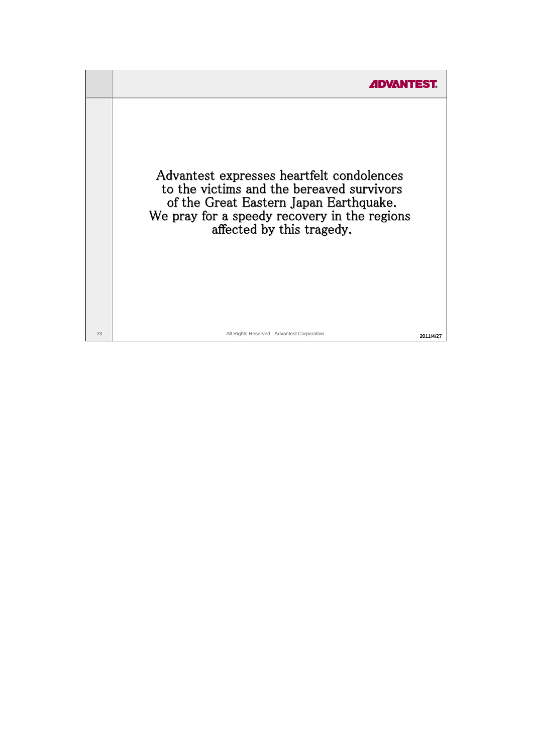Advantest expresses heartfelt condolences
to the victims and the bereaved survivors
of the Great Eastern Japan Earthquake.
We pray for a speedy recovery in the regions
affected by this tragedy.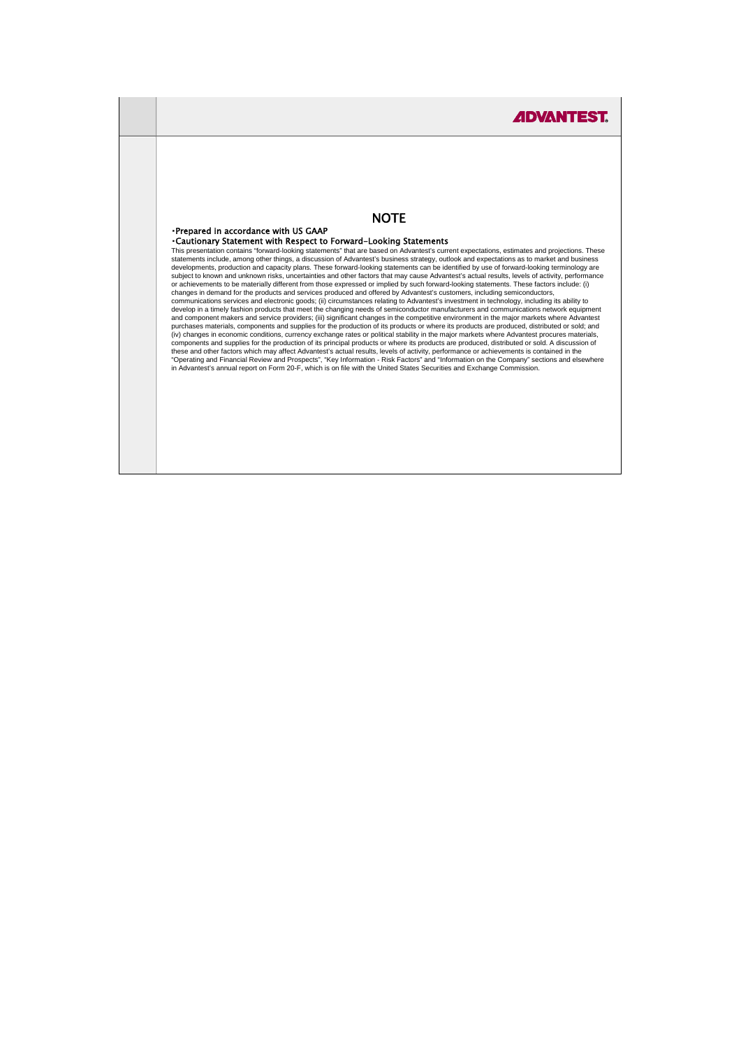## NOTE

- **Prepared in accordance with US GAAP**
- **Cautionary Statement with Respect to Forward-Looking Statements**

This presentation contains "forward-looking statements" that are based on Advantest's current expectations, estimates and projections. These statements include, among other things, a discussion of Advantest's business strategy, outlook and expectations as to market and business developments, production and capacity plans. These forward-looking statements can be identified by use of forward-looking terminology are subject to known and unknown risks, uncertainties and other factors that may cause Advantest's actual results, levels of activity, performance or achievements to be materially different from those expressed or implied by such forward-looking statements. These factors include: (i) changes in demand for the products and services produced and offered by Advantest's customers, including semiconductors, communications services and electronic goods; (ii) circumstances relating to Advantest's investment in technology, including its ability to develop in a timely fashion products that meet the changing needs of semiconductor manufacturers and communications network equipment and component makers and service providers; (iii) significant changes in the competitive environment in the major markets where Advantest purchases materials, components and supplies for the production of its products or where its products are produced, distributed or sold; and (iv) changes in economic conditions, currency exchange rates or political stability in the major markets where Advantest procures materials, components and supplies for the production of its principal products or where its products are produced, distributed or sold. A discussion of these and other factors which may affect Advantest's actual results, levels of activity, performance or achievements is contained in the "Operating and Financial Review and Prospects", "Key Information - Risk Factors" and "Information on the Company" sections and elsewhere in Advantest's annual report on Form 20-F, which is on file with the United States Securities and Exchange Commission.